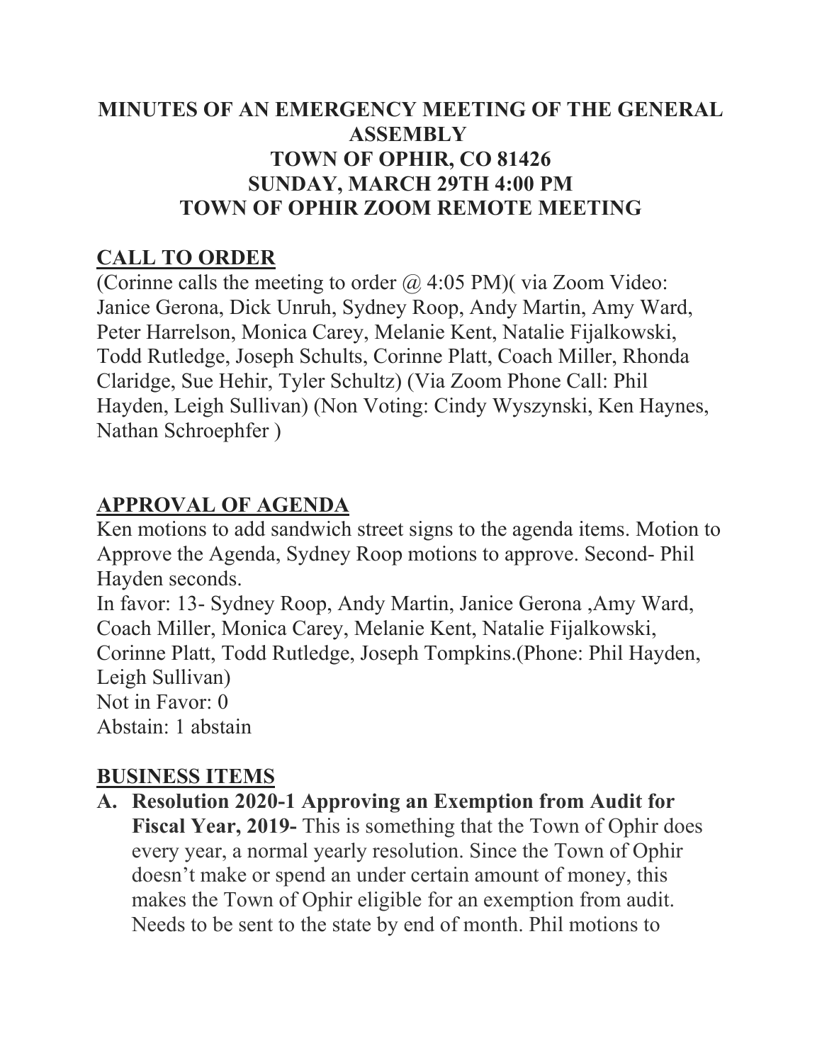# MINUTES OF AN EMERGENCY MEETING OF THE GENERAL ASSEMBLY
# TOWN OF OPHIR, CO 81426
# SUNDAY, MARCH 29TH 4:00 PM
# TOWN OF OPHIR ZOOM REMOTE MEETING

## CALL TO ORDER

(Corinne calls the meeting to order @ 4:05 PM)( via Zoom Video: Janice Gerona, Dick Unruh, Sydney Roop, Andy Martin, Amy Ward, Peter Harrelson, Monica Carey, Melanie Kent, Natalie Fijalkowski, Todd Rutledge, Joseph Schults, Corinne Platt, Coach Miller, Rhonda Claridge, Sue Hehir, Tyler Schultz) (Via Zoom Phone Call: Phil Hayden, Leigh Sullivan) (Non Voting: Cindy Wyszynski, Ken Haynes, Nathan Schroephfer )

## APPROVAL OF AGENDA

Ken motions to add sandwich street signs to the agenda items. Motion to Approve the Agenda, Sydney Roop motions to approve. Second- Phil Hayden seconds.

In favor: 13- Sydney Roop, Andy Martin, Janice Gerona ,Amy Ward, Coach Miller, Monica Carey, Melanie Kent, Natalie Fijalkowski, Corinne Platt, Todd Rutledge, Joseph Tompkins.(Phone: Phil Hayden, Leigh Sullivan)

Not in Favor: 0

Abstain: 1 abstain

## BUSINESS ITEMS

**A. Resolution 2020-1 Approving an Exemption from Audit for Fiscal Year, 2019-** This is something that the Town of Ophir does every year, a normal yearly resolution. Since the Town of Ophir doesn't make or spend an under certain amount of money, this makes the Town of Ophir eligible for an exemption from audit. Needs to be sent to the state by end of month. Phil motions to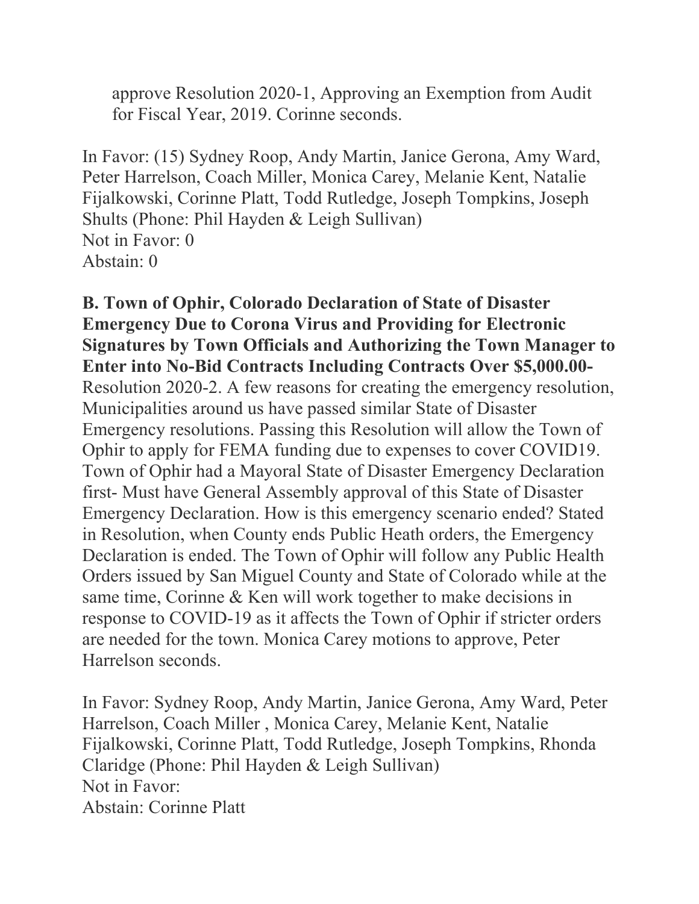approve Resolution 2020-1, Approving an Exemption from Audit for Fiscal Year, 2019. Corinne seconds.

In Favor: (15) Sydney Roop, Andy Martin, Janice Gerona, Amy Ward, Peter Harrelson, Coach Miller, Monica Carey, Melanie Kent, Natalie Fijalkowski, Corinne Platt, Todd Rutledge, Joseph Tompkins, Joseph Shults (Phone: Phil Hayden & Leigh Sullivan)
Not in Favor: 0
Abstain: 0

**B. Town of Ophir, Colorado Declaration of State of Disaster Emergency Due to Corona Virus and Providing for Electronic Signatures by Town Officials and Authorizing the Town Manager to Enter into No-Bid Contracts Including Contracts Over $5,000.00-** Resolution 2020-2. A few reasons for creating the emergency resolution, Municipalities around us have passed similar State of Disaster Emergency resolutions. Passing this Resolution will allow the Town of Ophir to apply for FEMA funding due to expenses to cover COVID19. Town of Ophir had a Mayoral State of Disaster Emergency Declaration first- Must have General Assembly approval of this State of Disaster Emergency Declaration. How is this emergency scenario ended? Stated in Resolution, when County ends Public Heath orders, the Emergency Declaration is ended. The Town of Ophir will follow any Public Health Orders issued by San Miguel County and State of Colorado while at the same time, Corinne & Ken will work together to make decisions in response to COVID-19 as it affects the Town of Ophir if stricter orders are needed for the town. Monica Carey motions to approve, Peter Harrelson seconds.

In Favor: Sydney Roop, Andy Martin, Janice Gerona, Amy Ward, Peter Harrelson, Coach Miller , Monica Carey, Melanie Kent, Natalie Fijalkowski, Corinne Platt, Todd Rutledge, Joseph Tompkins, Rhonda Claridge (Phone: Phil Hayden & Leigh Sullivan)
Not in Favor:
Abstain: Corinne Platt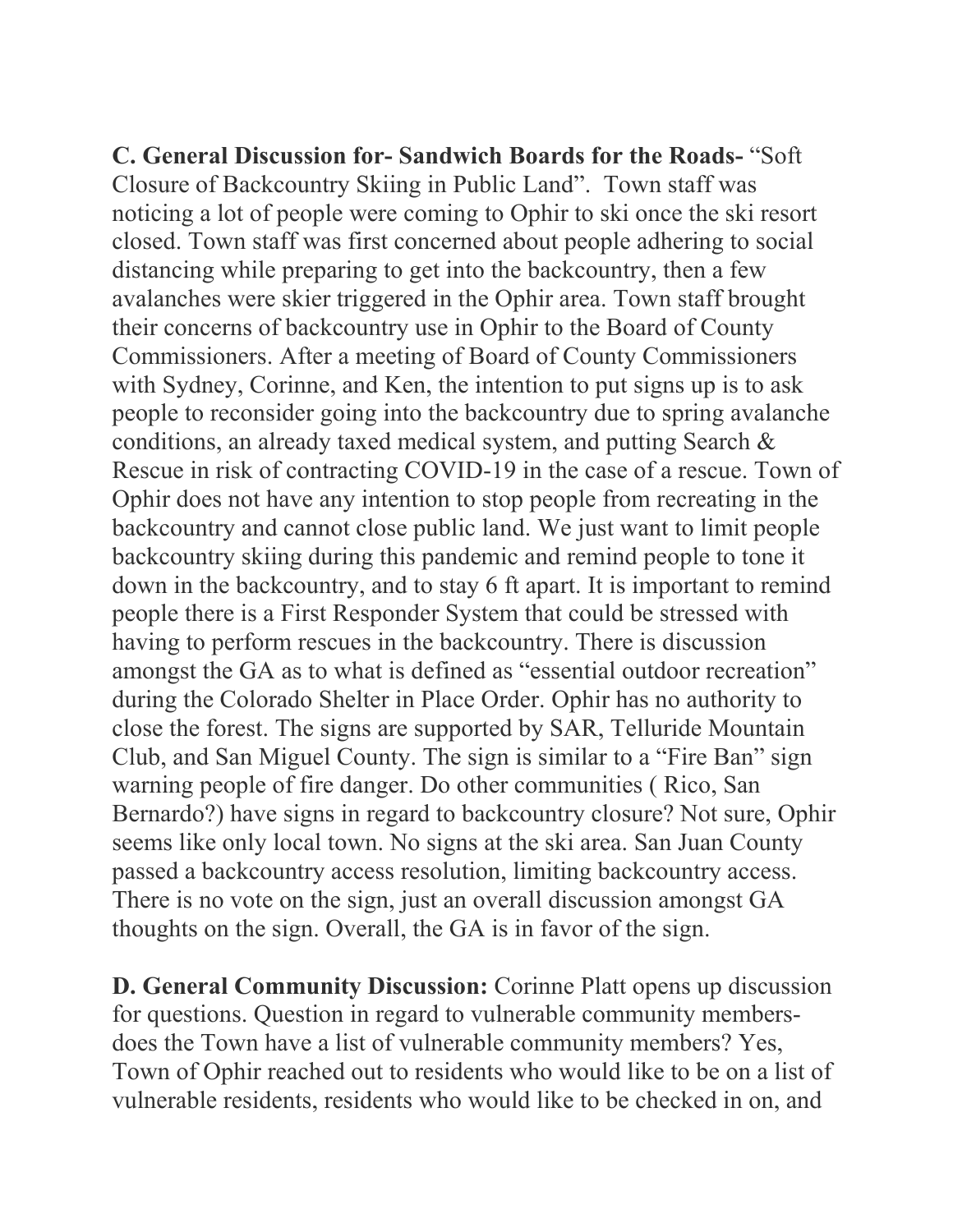**C. General Discussion for- Sandwich Boards for the Roads-** "Soft Closure of Backcountry Skiing in Public Land". Town staff was noticing a lot of people were coming to Ophir to ski once the ski resort closed. Town staff was first concerned about people adhering to social distancing while preparing to get into the backcountry, then a few avalanches were skier triggered in the Ophir area. Town staff brought their concerns of backcountry use in Ophir to the Board of County Commissioners. After a meeting of Board of County Commissioners with Sydney, Corinne, and Ken, the intention to put signs up is to ask people to reconsider going into the backcountry due to spring avalanche conditions, an already taxed medical system, and putting Search & Rescue in risk of contracting COVID-19 in the case of a rescue. Town of Ophir does not have any intention to stop people from recreating in the backcountry and cannot close public land. We just want to limit people backcountry skiing during this pandemic and remind people to tone it down in the backcountry, and to stay 6 ft apart. It is important to remind people there is a First Responder System that could be stressed with having to perform rescues in the backcountry. There is discussion amongst the GA as to what is defined as "essential outdoor recreation" during the Colorado Shelter in Place Order. Ophir has no authority to close the forest. The signs are supported by SAR, Telluride Mountain Club, and San Miguel County. The sign is similar to a "Fire Ban" sign warning people of fire danger. Do other communities ( Rico, San Bernardo?) have signs in regard to backcountry closure? Not sure, Ophir seems like only local town. No signs at the ski area. San Juan County passed a backcountry access resolution, limiting backcountry access. There is no vote on the sign, just an overall discussion amongst GA thoughts on the sign. Overall, the GA is in favor of the sign.

**D. General Community Discussion:** Corinne Platt opens up discussion for questions. Question in regard to vulnerable community members- does the Town have a list of vulnerable community members? Yes, Town of Ophir reached out to residents who would like to be on a list of vulnerable residents, residents who would like to be checked in on, and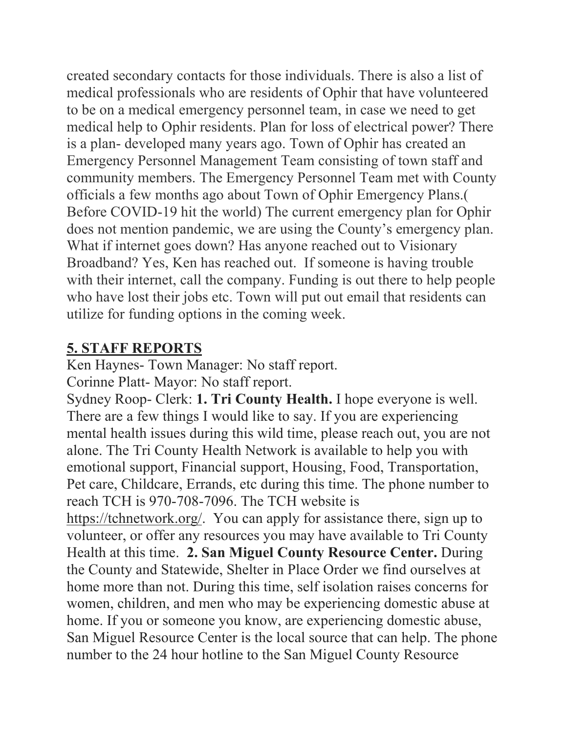created secondary contacts for those individuals. There is also a list of medical professionals who are residents of Ophir that have volunteered to be on a medical emergency personnel team, in case we need to get medical help to Ophir residents. Plan for loss of electrical power? There is a plan- developed many years ago. Town of Ophir has created an Emergency Personnel Management Team consisting of town staff and community members. The Emergency Personnel Team met with County officials a few months ago about Town of Ophir Emergency Plans.( Before COVID-19 hit the world) The current emergency plan for Ophir does not mention pandemic, we are using the County's emergency plan. What if internet goes down? Has anyone reached out to Visionary Broadband? Yes, Ken has reached out. If someone is having trouble with their internet, call the company. Funding is out there to help people who have lost their jobs etc. Town will put out email that residents can utilize for funding options in the coming week.

## 5. STAFF REPORTS

Ken Haynes- Town Manager: No staff report.
Corinne Platt- Mayor: No staff report.
Sydney Roop- Clerk: **1. Tri County Health.** I hope everyone is well. There are a few things I would like to say. If you are experiencing mental health issues during this wild time, please reach out, you are not alone. The Tri County Health Network is available to help you with emotional support, Financial support, Housing, Food, Transportation, Pet care, Childcare, Errands, etc during this time. The phone number to reach TCH is 970-708-7096. The TCH website is https://tchnetwork.org/. You can apply for assistance there, sign up to volunteer, or offer any resources you may have available to Tri County Health at this time. **2. San Miguel County Resource Center.** During the County and Statewide, Shelter in Place Order we find ourselves at home more than not. During this time, self isolation raises concerns for women, children, and men who may be experiencing domestic abuse at home. If you or someone you know, are experiencing domestic abuse, San Miguel Resource Center is the local source that can help. The phone number to the 24 hour hotline to the San Miguel County Resource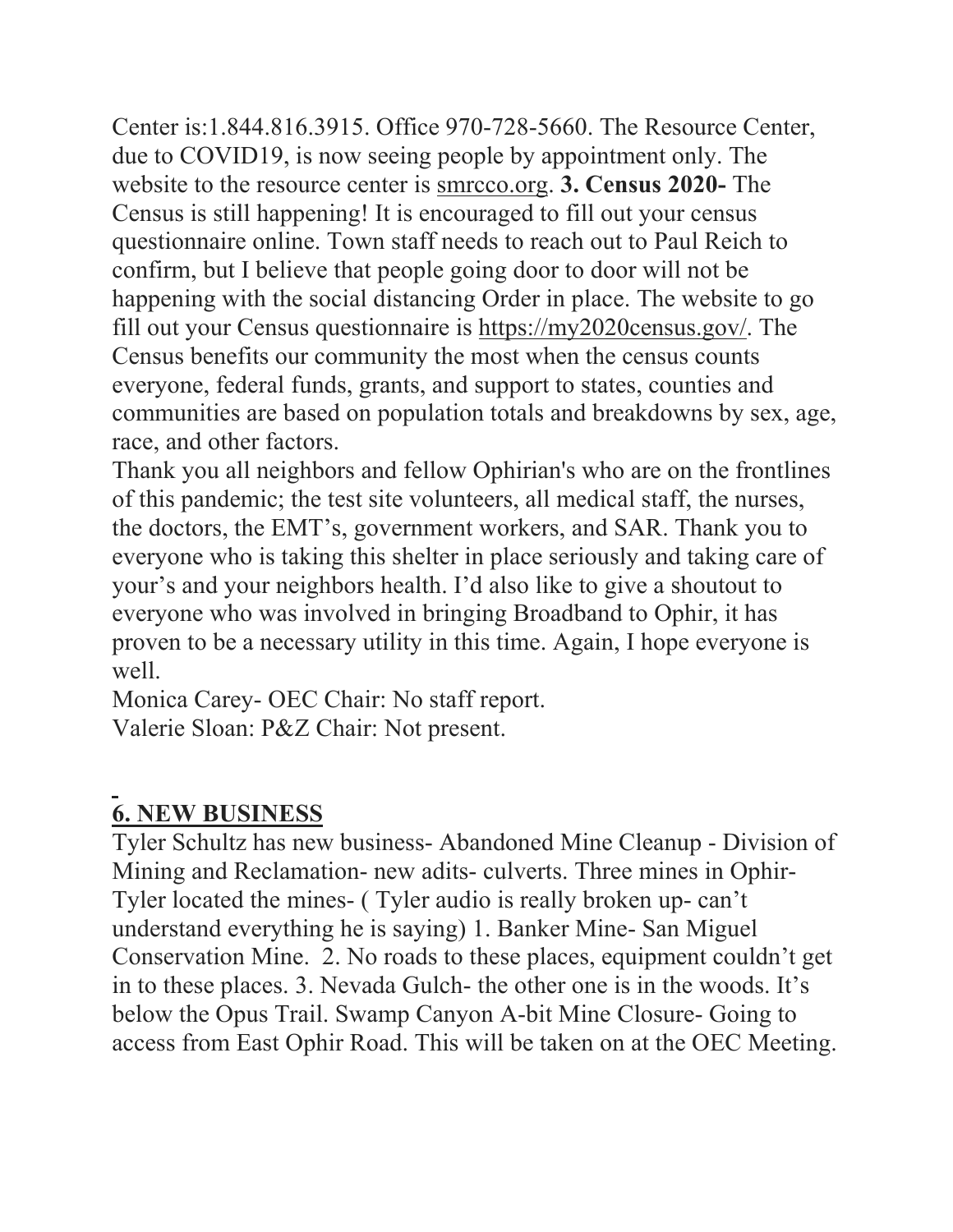Center is:1.844.816.3915. Office 970-728-5660. The Resource Center, due to COVID19, is now seeing people by appointment only. The website to the resource center is smrcco.org. **3. Census 2020-** The Census is still happening! It is encouraged to fill out your census questionnaire online. Town staff needs to reach out to Paul Reich to confirm, but I believe that people going door to door will not be happening with the social distancing Order in place. The website to go fill out your Census questionnaire is https://my2020census.gov/. The Census benefits our community the most when the census counts everyone, federal funds, grants, and support to states, counties and communities are based on population totals and breakdowns by sex, age, race, and other factors.

Thank you all neighbors and fellow Ophirian's who are on the frontlines of this pandemic; the test site volunteers, all medical staff, the nurses, the doctors, the EMT's, government workers, and SAR. Thank you to everyone who is taking this shelter in place seriously and taking care of your's and your neighbors health. I'd also like to give a shoutout to everyone who was involved in bringing Broadband to Ophir, it has proven to be a necessary utility in this time. Again, I hope everyone is well.

Monica Carey- OEC Chair: No staff report.

Valerie Sloan: P&Z Chair: Not present.

## 6. NEW BUSINESS

Tyler Schultz has new business- Abandoned Mine Cleanup - Division of Mining and Reclamation- new adits- culverts. Three mines in Ophir- Tyler located the mines- ( Tyler audio is really broken up- can't understand everything he is saying) 1. Banker Mine- San Miguel Conservation Mine. 2. No roads to these places, equipment couldn't get in to these places. 3. Nevada Gulch- the other one is in the woods. It's below the Opus Trail. Swamp Canyon A-bit Mine Closure- Going to access from East Ophir Road. This will be taken on at the OEC Meeting.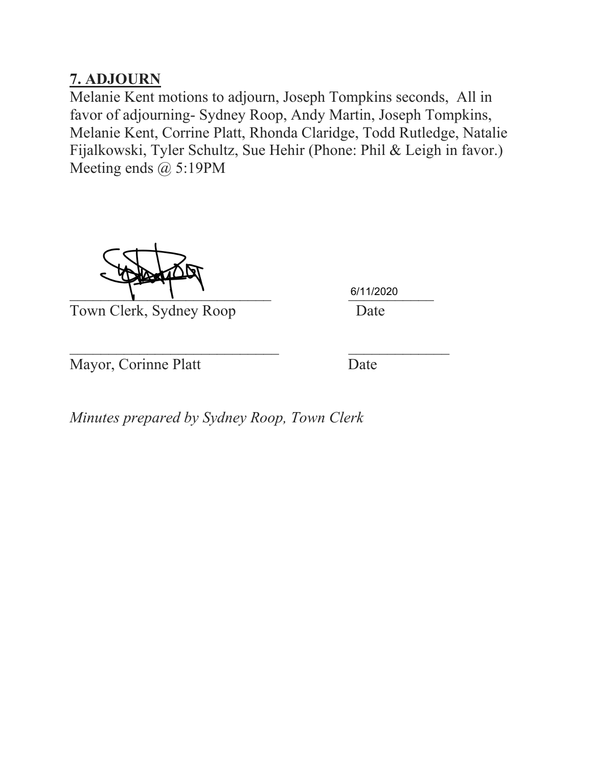## **7. ADJOURN**

Melanie Kent motions to adjourn, Joseph Tompkins seconds, All in favor of adjourning- Sydney Roop, Andy Martin, Joseph Tompkins, Melanie Kent, Corrine Platt, Rhonda Claridge, Todd Rutledge, Natalie Fijalkowski, Tyler Schultz, Sue Hehir (Phone: Phil & Leigh in favor.) Meeting ends @ 5:19PM

_____________________________ 6/11/2020

Town Clerk, Sydney Roop Date

_____________________________ _____________

Mayor, Corinne Platt Date

*Minutes prepared by Sydney Roop, Town Clerk*